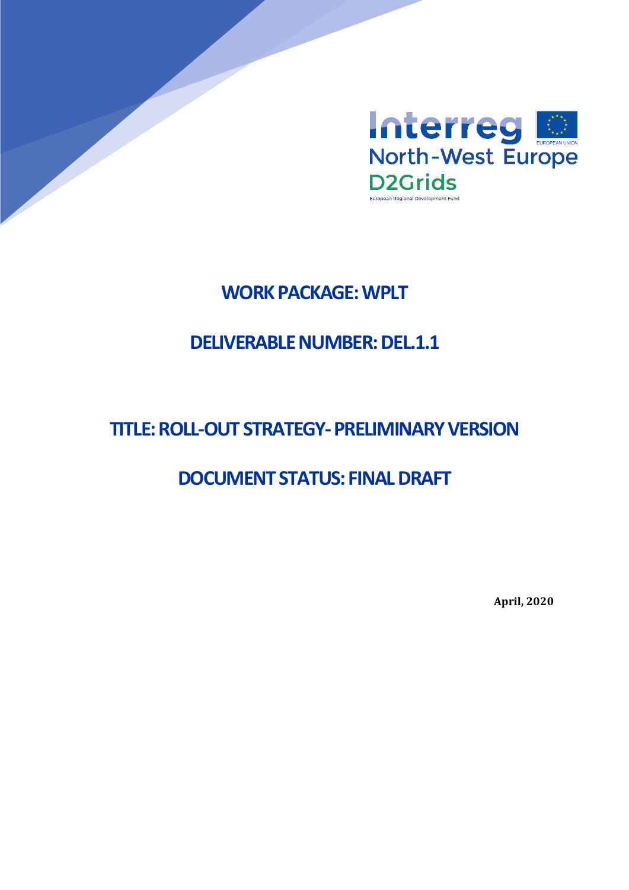Interreg North-West Europe

D2Grids

European Regional Development Fund

# WORK PACKAGE: WPLT

# DELIVERABLE NUMBER: DEL.1.1

# TITLE: ROLL-OUT STRATEGY- PRELIMINARY VERSION

# DOCUMENT STATUS: FINAL DRAFT

**April, 2020**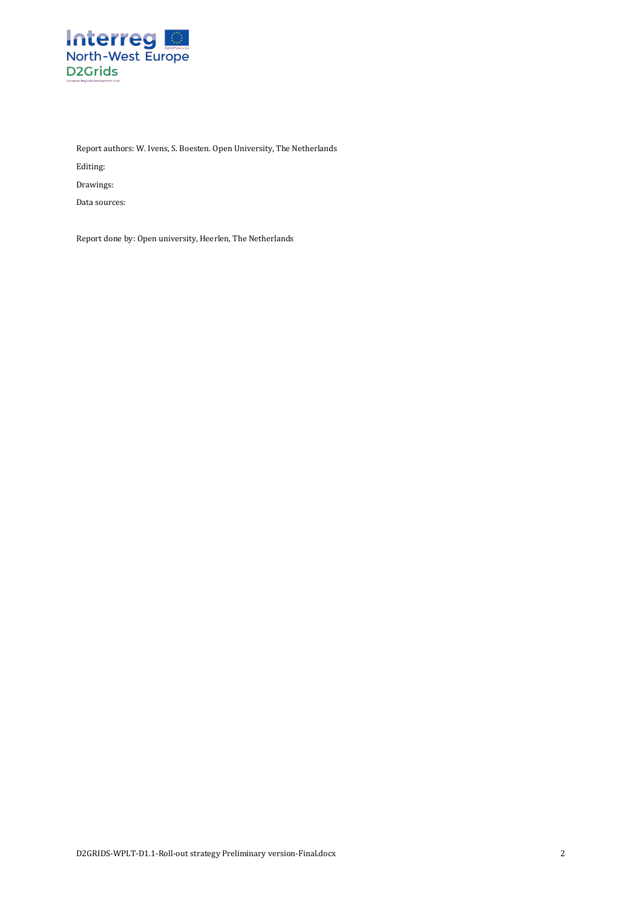Report authors: W. Ivens, S. Boesten. Open University, The Netherlands

Editing:

Drawings:

Data sources:

Report done by: Open university, Heerlen, The Netherlands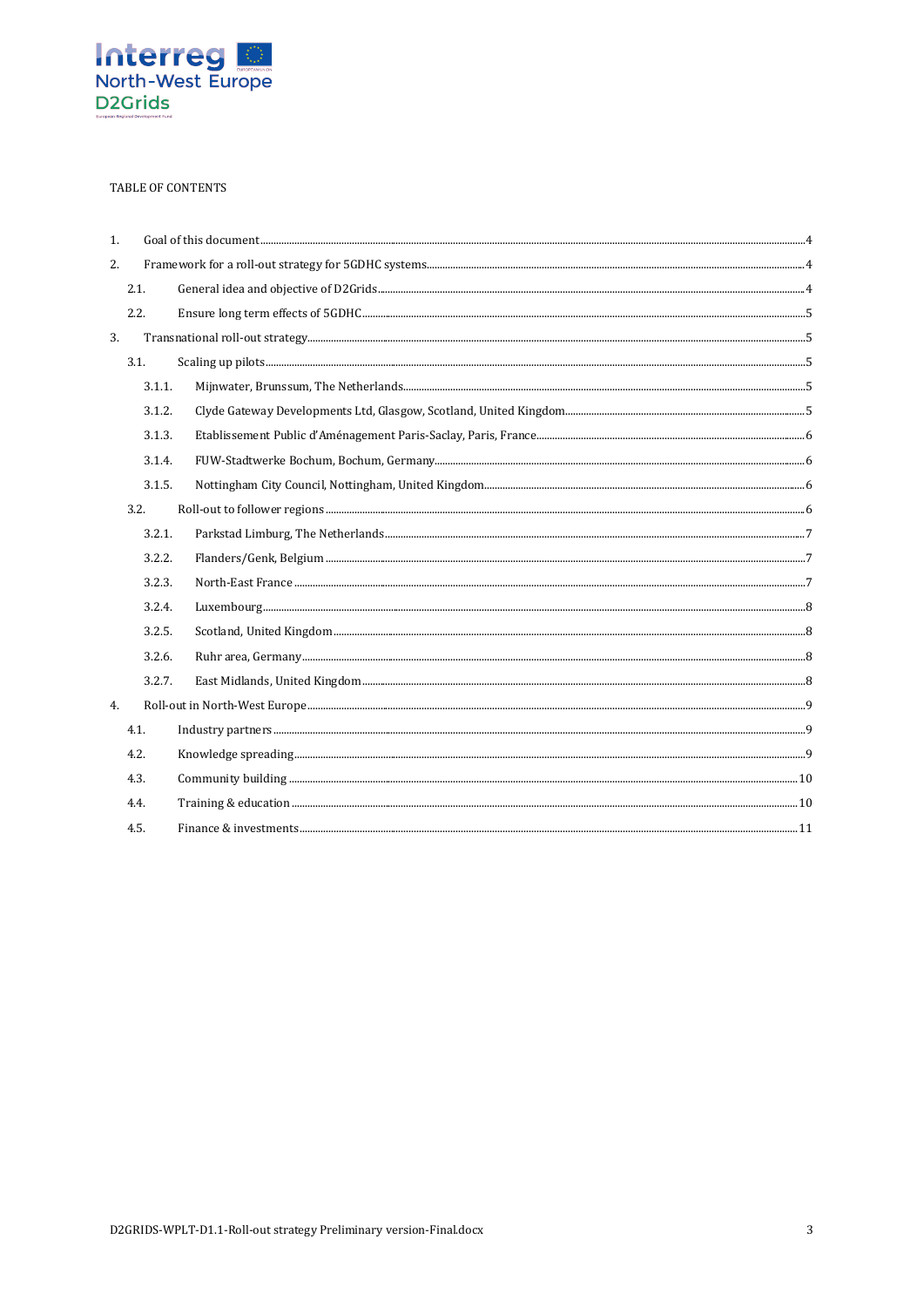TABLE OF CONTENTS

1. Goal of this document ..... 4
2. Framework for a roll-out strategy for 5GDHC systems ..... 4
   - 2.1. General idea and objective of D2Grids ..... 4
   - 2.2. Ensure long term effects of 5GDHC ..... 5
3. Transnational roll-out strategy ..... 5
   - 3.1. Scaling up pilots ..... 5
     - 3.1.1. Mijnwater, Brunssum, The Netherlands ..... 5
     - 3.1.2. Clyde Gateway Developments Ltd, Glasgow, Scotland, United Kingdom ..... 5
     - 3.1.3. Etablissement Public d'Aménagement Paris-Saclay, Paris, France ..... 6
     - 3.1.4. FUW-Stadtwerke Bochum, Bochum, Germany ..... 6
     - 3.1.5. Nottingham City Council, Nottingham, United Kingdom ..... 6
   - 3.2. Roll-out to follower regions ..... 6
     - 3.2.1. Parkstad Limburg, The Netherlands ..... 7
     - 3.2.2. Flanders/Genk, Belgium ..... 7
     - 3.2.3. North-East France ..... 7
     - 3.2.4. Luxembourg ..... 8
     - 3.2.5. Scotland, United Kingdom ..... 8
     - 3.2.6. Ruhr area, Germany ..... 8
     - 3.2.7. East Midlands, United Kingdom ..... 8
4. Roll-out in North-West Europe ..... 9
   - 4.1. Industry partners ..... 9
   - 4.2. Knowledge spreading ..... 9
   - 4.3. Community building ..... 10
   - 4.4. Training & education ..... 10
   - 4.5. Finance & investments ..... 11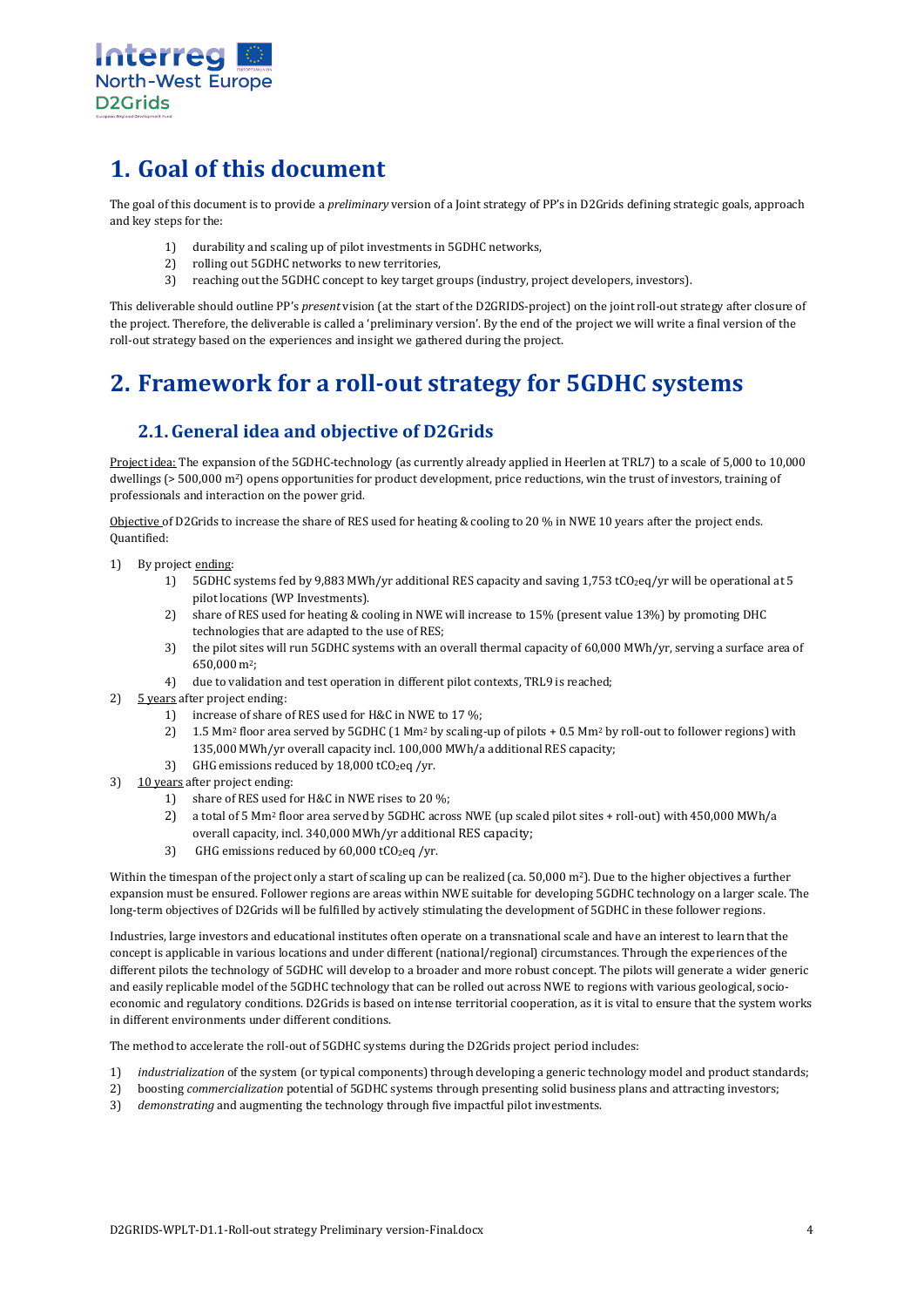# 1. Goal of this document

The goal of this document is to provide a *preliminary* version of a Joint strategy of PP's in D2Grids defining strategic goals, approach and key steps for the:

1) durability and scaling up of pilot investments in 5GDHC networks,
2) rolling out 5GDHC networks to new territories,
3) reaching out the 5GDHC concept to key target groups (industry, project developers, investors).

This deliverable should outline PP's *present* vision (at the start of the D2GRIDS-project) on the joint roll-out strategy after closure of the project. Therefore, the deliverable is called a 'preliminary version'. By the end of the project we will write a final version of the roll-out strategy based on the experiences and insight we gathered during the project.

# 2. Framework for a roll-out strategy for 5GDHC systems

## 2.1. General idea and objective of D2Grids

Project idea: The expansion of the 5GDHC-technology (as currently already applied in Heerlen at TRL7) to a scale of 5,000 to 10,000 dwellings (> 500,000 m$^2$) opens opportunities for product development, price reductions, win the trust of investors, training of professionals and interaction on the power grid.

Objective of D2Grids to increase the share of RES used for heating & cooling to 20 % in NWE 10 years after the project ends. Quantified:

1) By project ending:
    1) 5GDHC systems fed by 9,883 MWh/yr additional RES capacity and saving 1,753 t$CO_2$eq/yr will be operational at 5 pilot locations (WP Investments).
    2) share of RES used for heating & cooling in NWE will increase to 15% (present value 13%) by promoting DHC technologies that are adapted to the use of RES;
    3) the pilot sites will run 5GDHC systems with an overall thermal capacity of 60,000 MWh/yr, serving a surface area of 650,000 m$^2$;
    4) due to validation and test operation in different pilot contexts, TRL9 is reached;
2) 5 years after project ending:
    1) increase of share of RES used for H&C in NWE to 17 %;
    2) 1.5 Mm$^2$ floor area served by 5GDHC (1 Mm$^2$ by scaling-up of pilots + 0.5 Mm$^2$ by roll-out to follower regions) with 135,000 MWh/yr overall capacity incl. 100,000 MWh/a additional RES capacity;
    3) GHG emissions reduced by 18,000 t$CO_2$eq /yr.
3) 10 years after project ending:
    1) share of RES used for H&C in NWE rises to 20 %;
    2) a total of 5 Mm$^2$ floor area served by 5GDHC across NWE (up scaled pilot sites + roll-out) with 450,000 MWh/a overall capacity, incl. 340,000 MWh/yr additional RES capacity;
    3) GHG emissions reduced by 60,000 t$CO_2$eq /yr.

Within the timespan of the project only a start of scaling up can be realized (ca. 50,000 m$^2$). Due to the higher objectives a further expansion must be ensured. Follower regions are areas within NWE suitable for developing 5GDHC technology on a larger scale. The long-term objectives of D2Grids will be fulfilled by actively stimulating the development of 5GDHC in these follower regions.

Industries, large investors and educational institutes often operate on a transnational scale and have an interest to learn that the concept is applicable in various locations and under different (national/regional) circumstances. Through the experiences of the different pilots the technology of 5GDHC will develop to a broader and more robust concept. The pilots will generate a wider generic and easily replicable model of the 5GDHC technology that can be rolled out across NWE to regions with various geological, socio-economic and regulatory conditions. D2Grids is based on intense territorial cooperation, as it is vital to ensure that the system works in different environments under different conditions.

The method to accelerate the roll-out of 5GDHC systems during the D2Grids project period includes:

1) *industrialization* of the system (or typical components) through developing a generic technology model and product standards;
2) boosting *commercialization* potential of 5GDHC systems through presenting solid business plans and attracting investors;
3) *demonstrating* and augmenting the technology through five impactful pilot investments.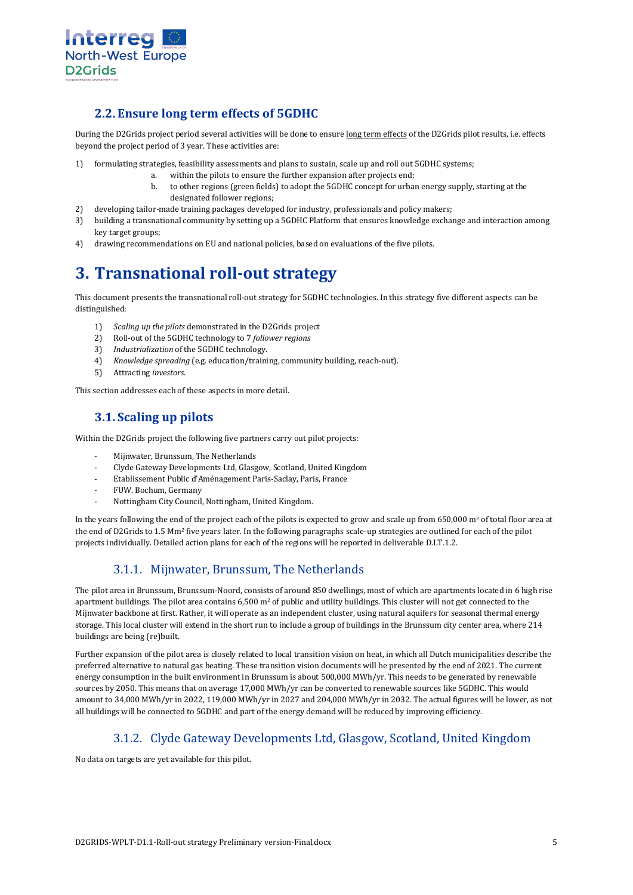## 2.2. Ensure long term effects of 5GDHC

During the D2Grids project period several activities will be done to ensure long term effects of the D2Grids pilot results, i.e. effects beyond the project period of 3 year. These activities are:

1) formulating strategies, feasibility assessments and plans to sustain, scale up and roll out 5GDHC systems;
   a. within the pilots to ensure the further expansion after projects end;
   b. to other regions (green fields) to adopt the 5GDHC concept for urban energy supply, starting at the designated follower regions;
2) developing tailor-made training packages developed for industry, professionals and policy makers;
3) building a transnational community by setting up a 5GDHC Platform that ensures knowledge exchange and interaction among key target groups;
4) drawing recommendations on EU and national policies, based on evaluations of the five pilots.

# 3. Transnational roll-out strategy

This document presents the transnational roll-out strategy for 5GDHC technologies. In this strategy five different aspects can be distinguished:

1) *Scaling up the pilots* demonstrated in the D2Grids project
2) Roll-out of the 5GDHC technology to 7 *follower regions*
3) *Industrialization* of the 5GDHC technology.
4) *Knowledge spreading* (e.g. education/training, community building, reach-out).
5) Attracting *investors*.

This section addresses each of these aspects in more detail.

## 3.1. Scaling up pilots

Within the D2Grids project the following five partners carry out pilot projects:

- Mijnwater, Brunssum, The Netherlands
- Clyde Gateway Developments Ltd, Glasgow, Scotland, United Kingdom
- Etablissement Public d'Aménagement Paris-Saclay, Paris, France
- FUW. Bochum, Germany
- Nottingham City Council, Nottingham, United Kingdom.

In the years following the end of the project each of the pilots is expected to grow and scale up from 650,000 m$^2$ of total floor area at the end of D2Grids to 1.5 Mm$^2$ five years later. In the following paragraphs scale-up strategies are outlined for each of the pilot projects individually. Detailed action plans for each of the regions will be reported in deliverable D.LT.1.2.

### 3.1.1. Mijnwater, Brunssum, The Netherlands

The pilot area in Brunssum, Brunssum-Noord, consists of around 850 dwellings, most of which are apartments located in 6 high rise apartment buildings. The pilot area contains 6,500 m$^2$ of public and utility buildings. This cluster will not get connected to the Mijnwater backbone at first. Rather, it will operate as an independent cluster, using natural aquifers for seasonal thermal energy storage. This local cluster will extend in the short run to include a group of buildings in the Brunssum city center area, where 214 buildings are being (re)built.

Further expansion of the pilot area is closely related to local transition vision on heat, in which all Dutch municipalities describe the preferred alternative to natural gas heating. These transition vision documents will be presented by the end of 2021. The current energy consumption in the built environment in Brunssum is about 500,000 MWh/yr. This needs to be generated by renewable sources by 2050. This means that on average 17,000 MWh/yr can be converted to renewable sources like 5GDHC. This would amount to 34,000 MWh/yr in 2022, 119,000 MWh/yr in 2027 and 204,000 MWh/yr in 2032. The actual figures will be lower, as not all buildings will be connected to 5GDHC and part of the energy demand will be reduced by improving efficiency.

### 3.1.2. Clyde Gateway Developments Ltd, Glasgow, Scotland, United Kingdom

No data on targets are yet available for this pilot.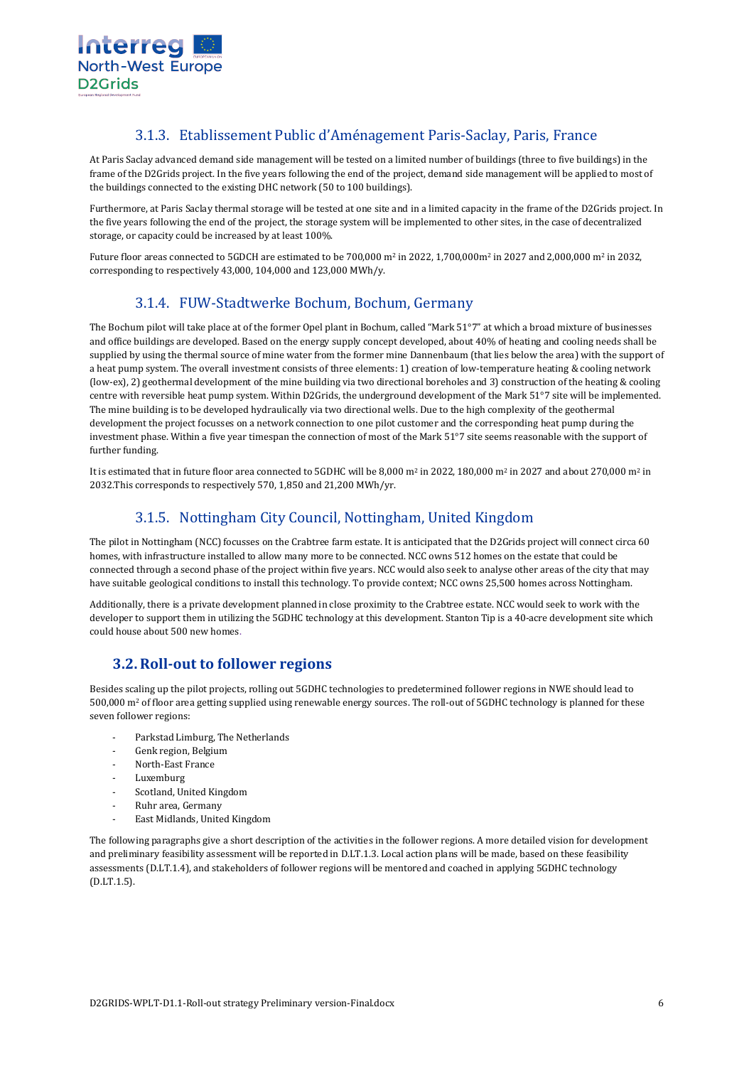### 3.1.3. Etablissement Public d'Aménagement Paris-Saclay, Paris, France

At Paris Saclay advanced demand side management will be tested on a limited number of buildings (three to five buildings) in the frame of the D2Grids project. In the five years following the end of the project, demand side management will be applied to most of the buildings connected to the existing DHC network (50 to 100 buildings).

Furthermore, at Paris Saclay thermal storage will be tested at one site and in a limited capacity in the frame of the D2Grids project. In the five years following the end of the project, the storage system will be implemented to other sites, in the case of decentralized storage, or capacity could be increased by at least 100%.

Future floor areas connected to 5GDCH are estimated to be 700,000 m$^2$ in 2022, 1,700,000m$^2$ in 2027 and 2,000,000 m$^2$ in 2032, corresponding to respectively 43,000, 104,000 and 123,000 MWh/y.

### 3.1.4. FUW-Stadtwerke Bochum, Bochum, Germany

The Bochum pilot will take place at of the former Opel plant in Bochum, called "Mark 51°7" at which a broad mixture of businesses and office buildings are developed. Based on the energy supply concept developed, about 40% of heating and cooling needs shall be supplied by using the thermal source of mine water from the former mine Dannenbaum (that lies below the area) with the support of a heat pump system. The overall investment consists of three elements: 1) creation of low-temperature heating & cooling network (low-ex), 2) geothermal development of the mine building via two directional boreholes and 3) construction of the heating & cooling centre with reversible heat pump system. Within D2Grids, the underground development of the Mark 51°7 site will be implemented. The mine building is to be developed hydraulically via two directional wells. Due to the high complexity of the geothermal development the project focusses on a network connection to one pilot customer and the corresponding heat pump during the investment phase. Within a five year timespan the connection of most of the Mark 51°7 site seems reasonable with the support of further funding.

It is estimated that in future floor area connected to 5GDHC will be 8,000 m$^2$ in 2022, 180,000 m$^2$ in 2027 and about 270,000 m$^2$ in 2032.This corresponds to respectively 570, 1,850 and 21,200 MWh/yr.

### 3.1.5. Nottingham City Council, Nottingham, United Kingdom

The pilot in Nottingham (NCC) focusses on the Crabtree farm estate. It is anticipated that the D2Grids project will connect circa 60 homes, with infrastructure installed to allow many more to be connected. NCC owns 512 homes on the estate that could be connected through a second phase of the project within five years. NCC would also seek to analyse other areas of the city that may have suitable geological conditions to install this technology. To provide context; NCC owns 25,500 homes across Nottingham.

Additionally, there is a private development planned in close proximity to the Crabtree estate. NCC would seek to work with the developer to support them in utilizing the 5GDHC technology at this development. Stanton Tip is a 40-acre development site which could house about 500 new homes.

## 3.2. Roll-out to follower regions

Besides scaling up the pilot projects, rolling out 5GDHC technologies to predetermined follower regions in NWE should lead to 500,000 m$^2$ of floor area getting supplied using renewable energy sources. The roll-out of 5GDHC technology is planned for these seven follower regions:

- Parkstad Limburg, The Netherlands
- Genk region, Belgium
- North-East France
- Luxemburg
- Scotland, United Kingdom
- Ruhr area, Germany
- East Midlands, United Kingdom

The following paragraphs give a short description of the activities in the follower regions. A more detailed vision for development and preliminary feasibility assessment will be reported in D.LT.1.3. Local action plans will be made, based on these feasibility assessments (D.LT.1.4), and stakeholders of follower regions will be mentored and coached in applying 5GDHC technology (D.LT.1.5).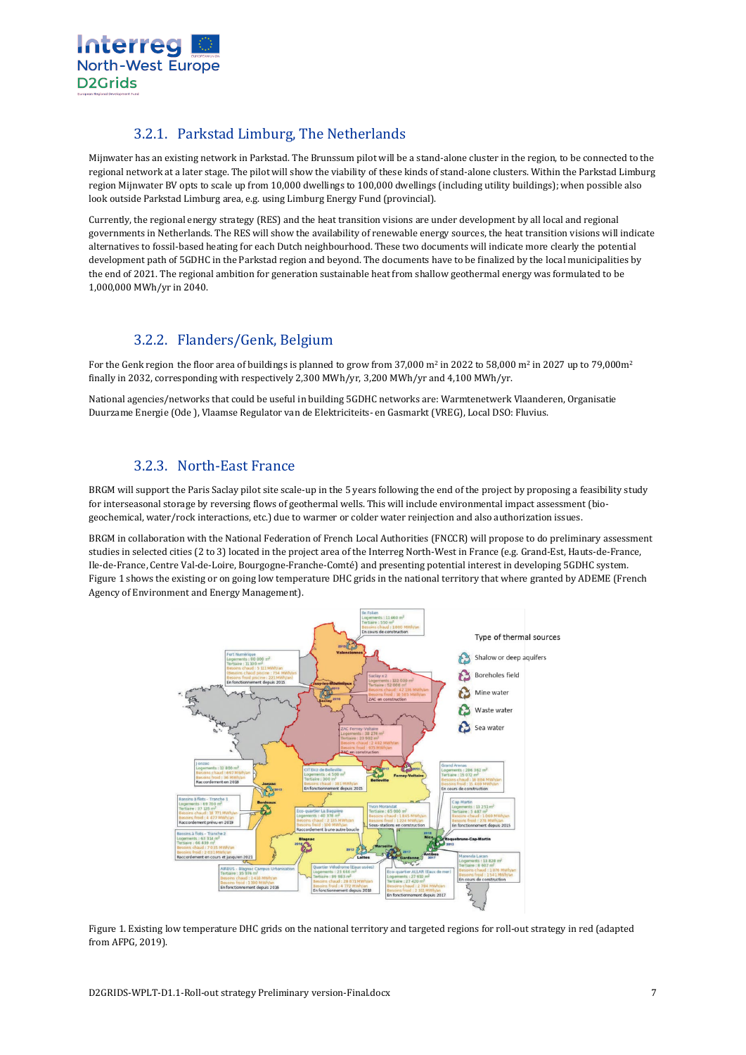### 3.2.1. Parkstad Limburg, The Netherlands

Mijnwater has an existing network in Parkstad. The Brunssum pilot will be a stand-alone cluster in the region, to be connected to the regional network at a later stage. The pilot will show the viability of these kinds of stand-alone clusters. Within the Parkstad Limburg region Mijnwater BV opts to scale up from 10,000 dwellings to 100,000 dwellings (including utility buildings); when possible also look outside Parkstad Limburg area, e.g. using Limburg Energy Fund (provincial).

Currently, the regional energy strategy (RES) and the heat transition visions are under development by all local and regional governments in Netherlands. The RES will show the availability of renewable energy sources, the heat transition visions will indicate alternatives to fossil-based heating for each Dutch neighbourhood. These two documents will indicate more clearly the potential development path of 5GDHC in the Parkstad region and beyond. The documents have to be finalized by the local municipalities by the end of 2021. The regional ambition for generation sustainable heat from shallow geothermal energy was formulated to be 1,000,000 MWh/yr in 2040.

### 3.2.2. Flanders/Genk, Belgium

For the Genk region the floor area of buildings is planned to grow from 37,000 m² in 2022 to 58,000 m² in 2027 up to 79,000m² finally in 2032, corresponding with respectively 2,300 MWh/yr, 3,200 MWh/yr and 4,100 MWh/yr.

National agencies/networks that could be useful in building 5GDHC networks are: Warmtenetwerk Vlaanderen, Organisatie Duurzame Energie (Ode ), Vlaamse Regulator van de Elektriciteits- en Gasmarkt (VREG), Local DSO: Fluvius.

### 3.2.3. North-East France

BRGM will support the Paris Saclay pilot site scale-up in the 5 years following the end of the project by proposing a feasibility study for interseasonal storage by reversing flows of geothermal wells. This will include environmental impact assessment (bio-geochemical, water/rock interactions, etc.) due to warmer or colder water reinjection and also authorization issues.

BRGM in collaboration with the National Federation of French Local Authorities (FNCCR) will propose to do preliminary assessment studies in selected cities (2 to 3) located in the project area of the Interreg North-West in France (e.g. Grand-Est, Hauts-de-France, Ile-de-France, Centre Val-de-Loire, Bourgogne-Franche-Comté) and presenting potential interest in developing 5GDHC system. Figure 1 shows the existing or on going low temperature DHC grids in the national territory that where granted by ADEME (French Agency of Environment and Energy Management).

Figure 1. Existing low temperature DHC grids on the national territory and targeted regions for roll-out strategy in red (adapted from AFPG, 2019).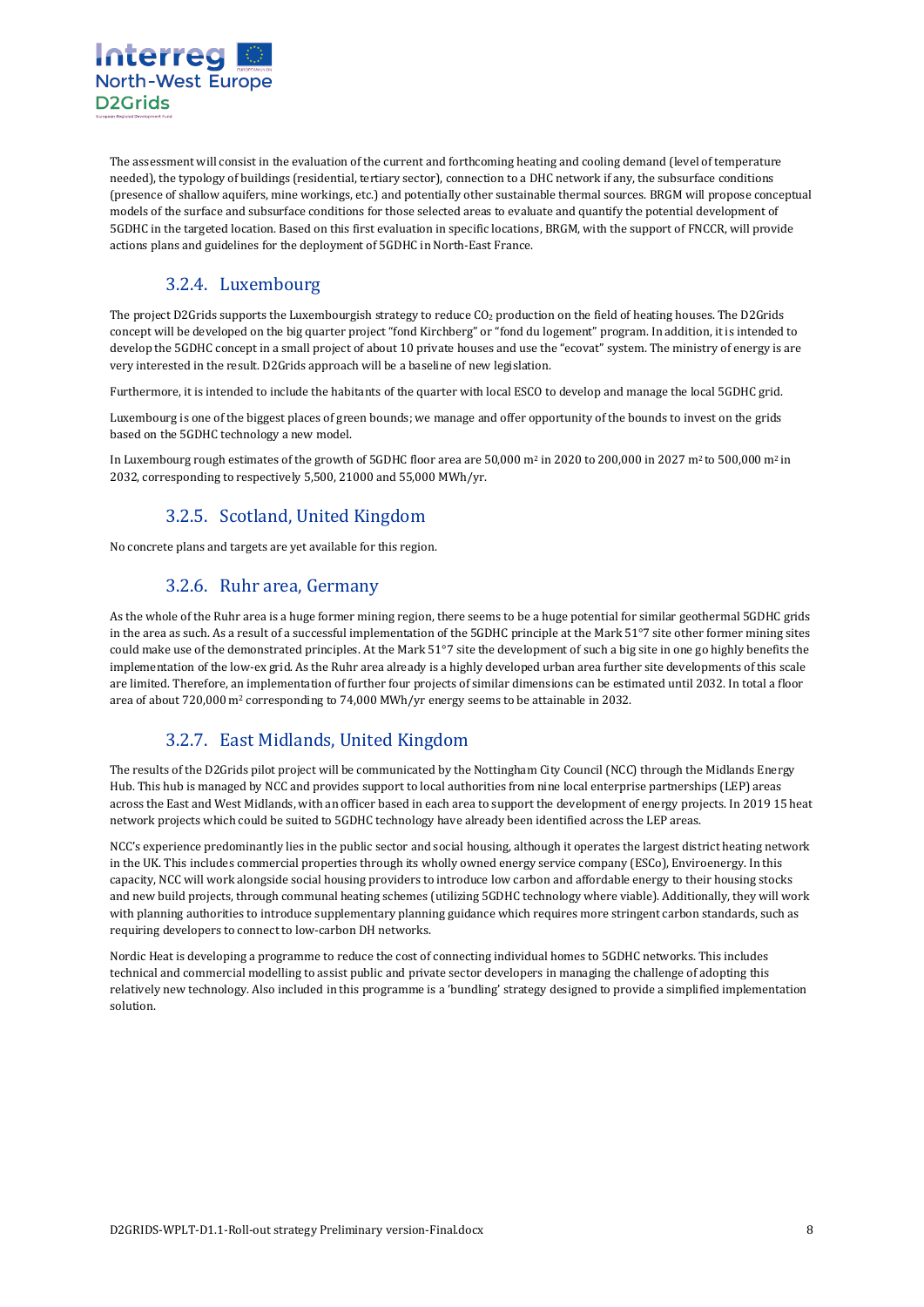The assessment will consist in the evaluation of the current and forthcoming heating and cooling demand (level of temperature needed), the typology of buildings (residential, tertiary sector), connection to a DHC network if any, the subsurface conditions (presence of shallow aquifers, mine workings, etc.) and potentially other sustainable thermal sources. BRGM will propose conceptual models of the surface and subsurface conditions for those selected areas to evaluate and quantify the potential development of 5GDHC in the targeted location. Based on this first evaluation in specific locations, BRGM, with the support of FNCCR, will provide actions plans and guidelines for the deployment of 5GDHC in North-East France.

### 3.2.4. Luxembourg

The project D2Grids supports the Luxembourgish strategy to reduce $CO_2$ production on the field of heating houses. The D2Grids concept will be developed on the big quarter project "fond Kirchberg" or "fond du logement" program. In addition, it is intended to develop the 5GDHC concept in a small project of about 10 private houses and use the "ecovat" system. The ministry of energy is are very interested in the result. D2Grids approach will be a baseline of new legislation.

Furthermore, it is intended to include the habitants of the quarter with local ESCO to develop and manage the local 5GDHC grid.

Luxembourg is one of the biggest places of green bounds; we manage and offer opportunity of the bounds to invest on the grids based on the 5GDHC technology a new model.

In Luxembourg rough estimates of the growth of 5GDHC floor area are 50,000 m$^2$ in 2020 to 200,000 in 2027 m$^2$ to 500,000 m$^2$ in 2032, corresponding to respectively 5,500, 21000 and 55,000 MWh/yr.

### 3.2.5. Scotland, United Kingdom

No concrete plans and targets are yet available for this region.

### 3.2.6. Ruhr area, Germany

As the whole of the Ruhr area is a huge former mining region, there seems to be a huge potential for similar geothermal 5GDHC grids in the area as such. As a result of a successful implementation of the 5GDHC principle at the Mark 51°7 site other former mining sites could make use of the demonstrated principles. At the Mark 51°7 site the development of such a big site in one go highly benefits the implementation of the low-ex grid. As the Ruhr area already is a highly developed urban area further site developments of this scale are limited. Therefore, an implementation of further four projects of similar dimensions can be estimated until 2032. In total a floor area of about 720,000 m$^2$ corresponding to 74,000 MWh/yr energy seems to be attainable in 2032.

### 3.2.7. East Midlands, United Kingdom

The results of the D2Grids pilot project will be communicated by the Nottingham City Council (NCC) through the Midlands Energy Hub. This hub is managed by NCC and provides support to local authorities from nine local enterprise partnerships (LEP) areas across the East and West Midlands, with an officer based in each area to support the development of energy projects. In 2019 15 heat network projects which could be suited to 5GDHC technology have already been identified across the LEP areas.

NCC's experience predominantly lies in the public sector and social housing, although it operates the largest district heating network in the UK. This includes commercial properties through its wholly owned energy service company (ESCo), Enviroenergy. In this capacity, NCC will work alongside social housing providers to introduce low carbon and affordable energy to their housing stocks and new build projects, through communal heating schemes (utilizing 5GDHC technology where viable). Additionally, they will work with planning authorities to introduce supplementary planning guidance which requires more stringent carbon standards, such as requiring developers to connect to low-carbon DH networks.

Nordic Heat is developing a programme to reduce the cost of connecting individual homes to 5GDHC networks. This includes technical and commercial modelling to assist public and private sector developers in managing the challenge of adopting this relatively new technology. Also included in this programme is a 'bundling' strategy designed to provide a simplified implementation solution.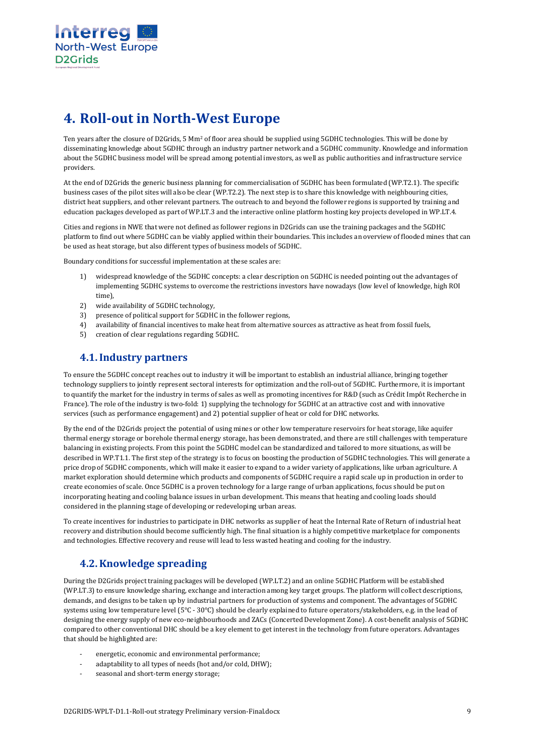# 4. Roll-out in North-West Europe

Ten years after the closure of D2Grids, 5 Mm$^2$ of floor area should be supplied using 5GDHC technologies. This will be done by disseminating knowledge about 5GDHC through an industry partner network and a 5GDHC community. Knowledge and information about the 5GDHC business model will be spread among potential investors, as well as public authorities and infrastructure service providers.

At the end of D2Grids the generic business planning for commercialisation of 5GDHC has been formulated (WP.T2.1). The specific business cases of the pilot sites will also be clear (WP.T2.2). The next step is to share this knowledge with neighbouring cities, district heat suppliers, and other relevant partners. The outreach to and beyond the follower regions is supported by training and education packages developed as part of WP.LT.3 and the interactive online platform hosting key projects developed in WP.LT.4.

Cities and regions in NWE that were not defined as follower regions in D2Grids can use the training packages and the 5GDHC platform to find out where 5GDHC can be viably applied within their boundaries. This includes an overview of flooded mines that can be used as heat storage, but also different types of business models of 5GDHC.

Boundary conditions for successful implementation at these scales are:

1) widespread knowledge of the 5GDHC concepts: a clear description on 5GDHC is needed pointing out the advantages of implementing 5GDHC systems to overcome the restrictions investors have nowadays (low level of knowledge, high ROI time),
2) wide availability of 5GDHC technology,
3) presence of political support for 5GDHC in the follower regions,
4) availability of financial incentives to make heat from alternative sources as attractive as heat from fossil fuels,
5) creation of clear regulations regarding 5GDHC.

## 4.1. Industry partners

To ensure the 5GDHC concept reaches out to industry it will be important to establish an industrial alliance, bringing together technology suppliers to jointly represent sectoral interests for optimization and the roll-out of 5GDHC. Furthermore, it is important to quantify the market for the industry in terms of sales as well as promoting incentives for R&D (such as Crédit Impôt Recherche in France). The role of the industry is two-fold: 1) supplying the technology for 5GDHC at an attractive cost and with innovative services (such as performance engagement) and 2) potential supplier of heat or cold for DHC networks.

By the end of the D2Grids project the potential of using mines or other low temperature reservoirs for heat storage, like aquifer thermal energy storage or borehole thermal energy storage, has been demonstrated, and there are still challenges with temperature balancing in existing projects. From this point the 5GDHC model can be standardized and tailored to more situations, as will be described in WP.T1.1. The first step of the strategy is to focus on boosting the production of 5GDHC technologies. This will generate a price drop of 5GDHC components, which will make it easier to expand to a wider variety of applications, like urban agriculture. A market exploration should determine which products and components of 5GDHC require a rapid scale up in production in order to create economies of scale. Once 5GDHC is a proven technology for a large range of urban applications, focus should be put on incorporating heating and cooling balance issues in urban development. This means that heating and cooling loads should considered in the planning stage of developing or redeveloping urban areas.

To create incentives for industries to participate in DHC networks as supplier of heat the Internal Rate of Return of industrial heat recovery and distribution should become sufficiently high. The final situation is a highly competitive marketplace for components and technologies. Effective recovery and reuse will lead to less wasted heating and cooling for the industry.

## 4.2. Knowledge spreading

During the D2Grids project training packages will be developed (WP.LT.2) and an online 5GDHC Platform will be established (WP.LT.3) to ensure knowledge sharing, exchange and interaction among key target groups. The platform will collect descriptions, demands, and designs to be taken up by industrial partners for production of systems and component. The advantages of 5GDHC systems using low temperature level (5°C - 30°C) should be clearly explained to future operators/stakeholders, e.g. in the lead of designing the energy supply of new eco-neighbourhoods and ZACs (Concerted Development Zone). A cost-benefit analysis of 5GDHC compared to other conventional DHC should be a key element to get interest in the technology from future operators. Advantages that should be highlighted are:

- energetic, economic and environmental performance;
- adaptability to all types of needs (hot and/or cold, DHW);
- seasonal and short-term energy storage;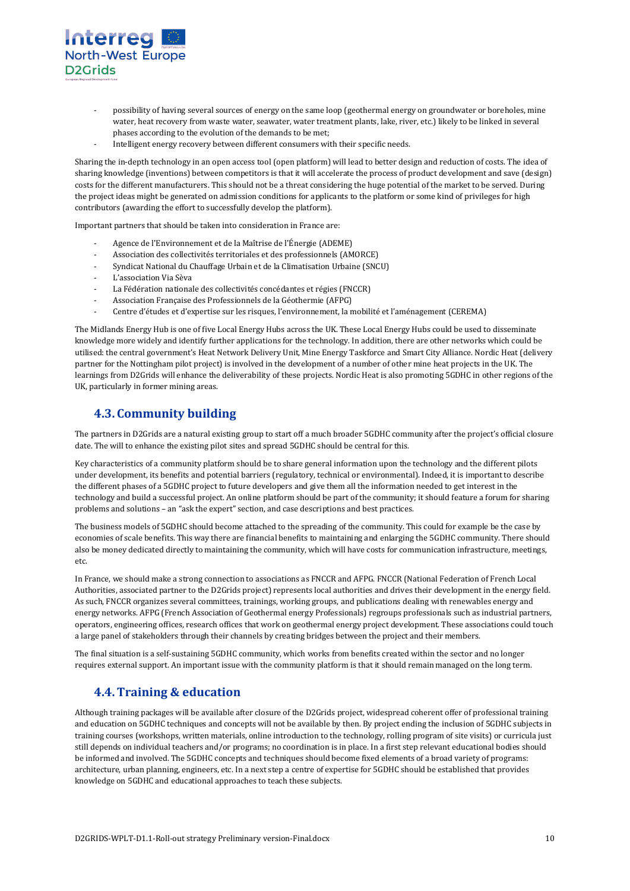- possibility of having several sources of energy on the same loop (geothermal energy on groundwater or boreholes, mine water, heat recovery from waste water, seawater, water treatment plants, lake, river, etc.) likely to be linked in several phases according to the evolution of the demands to be met;
- Intelligent energy recovery between different consumers with their specific needs.

Sharing the in-depth technology in an open access tool (open platform) will lead to better design and reduction of costs. The idea of sharing knowledge (inventions) between competitors is that it will accelerate the process of product development and save (design) costs for the different manufacturers. This should not be a threat considering the huge potential of the market to be served. During the project ideas might be generated on admission conditions for applicants to the platform or some kind of privileges for high contributors (awarding the effort to successfully develop the platform).

Important partners that should be taken into consideration in France are:

- Agence de l'Environnement et de la Maîtrise de l'Énergie (ADEME)
- Association des collectivités territoriales et des professionnels (AMORCE)
- Syndicat National du Chauffage Urbain et de la Climatisation Urbaine (SNCU)
- L'association Via Sèva
- La Fédération nationale des collectivités concédantes et régies (FNCCR)
- Association Française des Professionnels de la Géothermie (AFPG)
- Centre d'études et d'expertise sur les risques, l'environnement, la mobilité et l'aménagement (CEREMA)

The Midlands Energy Hub is one of five Local Energy Hubs across the UK. These Local Energy Hubs could be used to disseminate knowledge more widely and identify further applications for the technology. In addition, there are other networks which could be utilised: the central government's Heat Network Delivery Unit, Mine Energy Taskforce and Smart City Alliance. Nordic Heat (delivery partner for the Nottingham pilot project) is involved in the development of a number of other mine heat projects in the UK. The learnings from D2Grids will enhance the deliverability of these projects. Nordic Heat is also promoting 5GDHC in other regions of the UK, particularly in former mining areas.

## 4.3. Community building

The partners in D2Grids are a natural existing group to start off a much broader 5GDHC community after the project's official closure date. The will to enhance the existing pilot sites and spread 5GDHC should be central for this.

Key characteristics of a community platform should be to share general information upon the technology and the different pilots under development, its benefits and potential barriers (regulatory, technical or environmental). Indeed, it is important to describe the different phases of a 5GDHC project to future developers and give them all the information needed to get interest in the technology and build a successful project. An online platform should be part of the community; it should feature a forum for sharing problems and solutions – an "ask the expert" section, and case descriptions and best practices.

The business models of 5GDHC should become attached to the spreading of the community. This could for example be the case by economies of scale benefits. This way there are financial benefits to maintaining and enlarging the 5GDHC community. There should also be money dedicated directly to maintaining the community, which will have costs for communication infrastructure, meetings, etc.

In France, we should make a strong connection to associations as FNCCR and AFPG. FNCCR (National Federation of French Local Authorities, associated partner to the D2Grids project) represents local authorities and drives their development in the energy field. As such, FNCCR organizes several committees, trainings, working groups, and publications dealing with renewables energy and energy networks. AFPG (French Association of Geothermal energy Professionals) regroups professionals such as industrial partners, operators, engineering offices, research offices that work on geothermal energy project development. These associations could touch a large panel of stakeholders through their channels by creating bridges between the project and their members.

The final situation is a self-sustaining 5GDHC community, which works from benefits created within the sector and no longer requires external support. An important issue with the community platform is that it should remain managed on the long term.

## 4.4. Training & education

Although training packages will be available after closure of the D2Grids project, widespread coherent offer of professional training and education on 5GDHC techniques and concepts will not be available by then. By project ending the inclusion of 5GDHC subjects in training courses (workshops, written materials, online introduction to the technology, rolling program of site visits) or curricula just still depends on individual teachers and/or programs; no coordination is in place. In a first step relevant educational bodies should be informed and involved. The 5GDHC concepts and techniques should become fixed elements of a broad variety of programs: architecture, urban planning, engineers, etc. In a next step a centre of expertise for 5GDHC should be established that provides knowledge on 5GDHC and educational approaches to teach these subjects.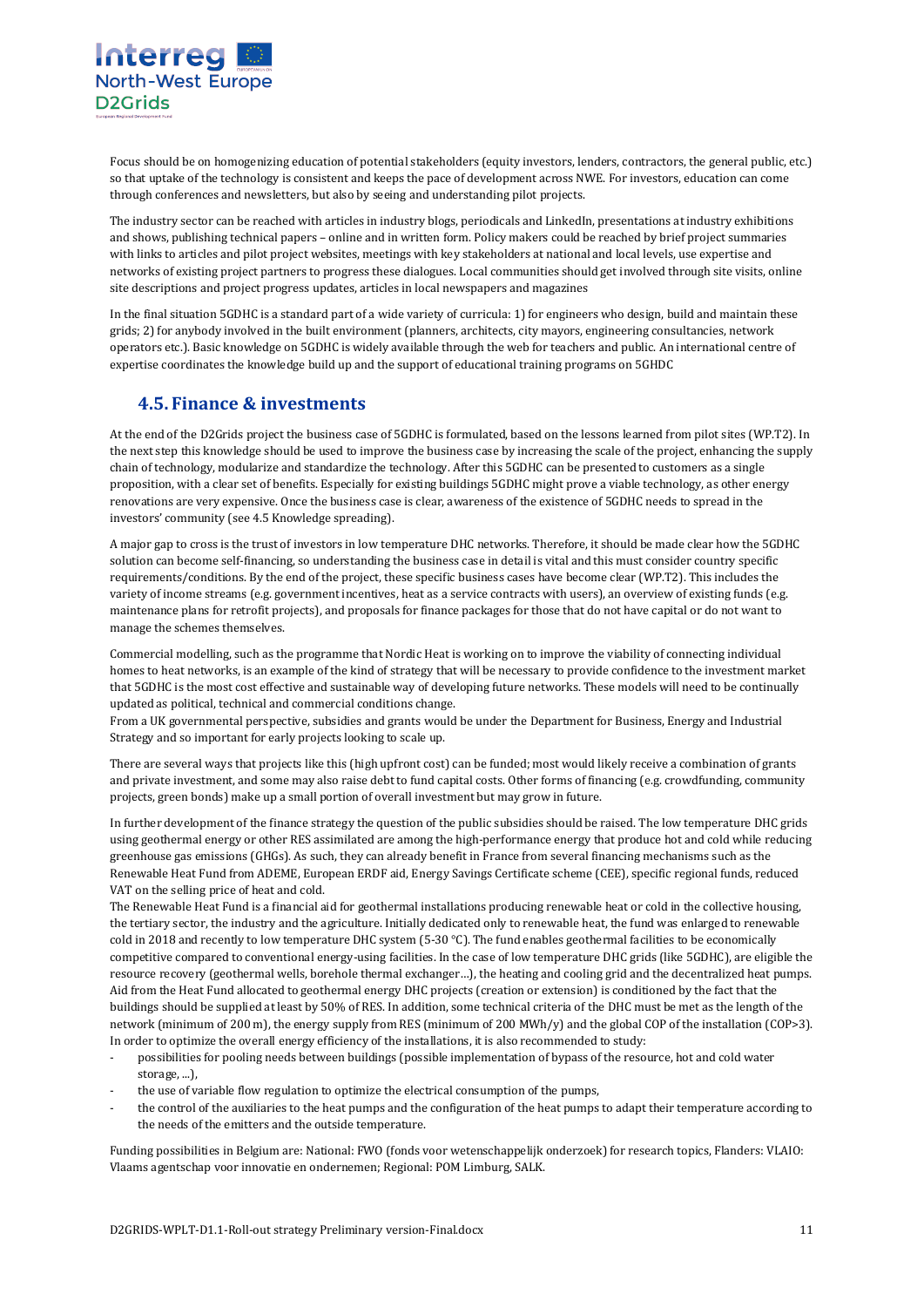Focus should be on homogenizing education of potential stakeholders (equity investors, lenders, contractors, the general public, etc.) so that uptake of the technology is consistent and keeps the pace of development across NWE. For investors, education can come through conferences and newsletters, but also by seeing and understanding pilot projects.

The industry sector can be reached with articles in industry blogs, periodicals and LinkedIn, presentations at industry exhibitions and shows, publishing technical papers – online and in written form. Policy makers could be reached by brief project summaries with links to articles and pilot project websites, meetings with key stakeholders at national and local levels, use expertise and networks of existing project partners to progress these dialogues. Local communities should get involved through site visits, online site descriptions and project progress updates, articles in local newspapers and magazines

In the final situation 5GDHC is a standard part of a wide variety of curricula: 1) for engineers who design, build and maintain these grids; 2) for anybody involved in the built environment (planners, architects, city mayors, engineering consultancies, network operators etc.). Basic knowledge on 5GDHC is widely available through the web for teachers and public. An international centre of expertise coordinates the knowledge build up and the support of educational training programs on 5GHDC

## 4.5. Finance & investments

At the end of the D2Grids project the business case of 5GDHC is formulated, based on the lessons learned from pilot sites (WP.T2). In the next step this knowledge should be used to improve the business case by increasing the scale of the project, enhancing the supply chain of technology, modularize and standardize the technology. After this 5GDHC can be presented to customers as a single proposition, with a clear set of benefits. Especially for existing buildings 5GDHC might prove a viable technology, as other energy renovations are very expensive. Once the business case is clear, awareness of the existence of 5GDHC needs to spread in the investors' community (see 4.5 Knowledge spreading).

A major gap to cross is the trust of investors in low temperature DHC networks. Therefore, it should be made clear how the 5GDHC solution can become self-financing, so understanding the business case in detail is vital and this must consider country specific requirements/conditions. By the end of the project, these specific business cases have become clear (WP.T2). This includes the variety of income streams (e.g. government incentives, heat as a service contracts with users), an overview of existing funds (e.g. maintenance plans for retrofit projects), and proposals for finance packages for those that do not have capital or do not want to manage the schemes themselves.

Commercial modelling, such as the programme that Nordic Heat is working on to improve the viability of connecting individual homes to heat networks, is an example of the kind of strategy that will be necessary to provide confidence to the investment market that 5GDHC is the most cost effective and sustainable way of developing future networks. These models will need to be continually updated as political, technical and commercial conditions change.
From a UK governmental perspective, subsidies and grants would be under the Department for Business, Energy and Industrial Strategy and so important for early projects looking to scale up.

There are several ways that projects like this (high upfront cost) can be funded; most would likely receive a combination of grants and private investment, and some may also raise debt to fund capital costs. Other forms of financing (e.g. crowdfunding, community projects, green bonds) make up a small portion of overall investment but may grow in future.

In further development of the finance strategy the question of the public subsidies should be raised. The low temperature DHC grids using geothermal energy or other RES assimilated are among the high-performance energy that produce hot and cold while reducing greenhouse gas emissions (GHGs). As such, they can already benefit in France from several financing mechanisms such as the Renewable Heat Fund from ADEME, European ERDF aid, Energy Savings Certificate scheme (CEE), specific regional funds, reduced VAT on the selling price of heat and cold.
The Renewable Heat Fund is a financial aid for geothermal installations producing renewable heat or cold in the collective housing, the tertiary sector, the industry and the agriculture. Initially dedicated only to renewable heat, the fund was enlarged to renewable cold in 2018 and recently to low temperature DHC system (5-30 °C). The fund enables geothermal facilities to be economically competitive compared to conventional energy-using facilities. In the case of low temperature DHC grids (like 5GDHC), are eligible the resource recovery (geothermal wells, borehole thermal exchanger…), the heating and cooling grid and the decentralized heat pumps. Aid from the Heat Fund allocated to geothermal energy DHC projects (creation or extension) is conditioned by the fact that the buildings should be supplied at least by 50% of RES. In addition, some technical criteria of the DHC must be met as the length of the network (minimum of 200 m), the energy supply from RES (minimum of 200 MWh/y) and the global COP of the installation (COP>3). In order to optimize the overall energy efficiency of the installations, it is also recommended to study:

- possibilities for pooling needs between buildings (possible implementation of bypass of the resource, hot and cold water storage, ...),
- the use of variable flow regulation to optimize the electrical consumption of the pumps,
- the control of the auxiliaries to the heat pumps and the configuration of the heat pumps to adapt their temperature according to the needs of the emitters and the outside temperature.

Funding possibilities in Belgium are: National: FWO (fonds voor wetenschappelijk onderzoek) for research topics, Flanders: VLAIO: Vlaams agentschap voor innovatie en ondernemen; Regional: POM Limburg, SALK.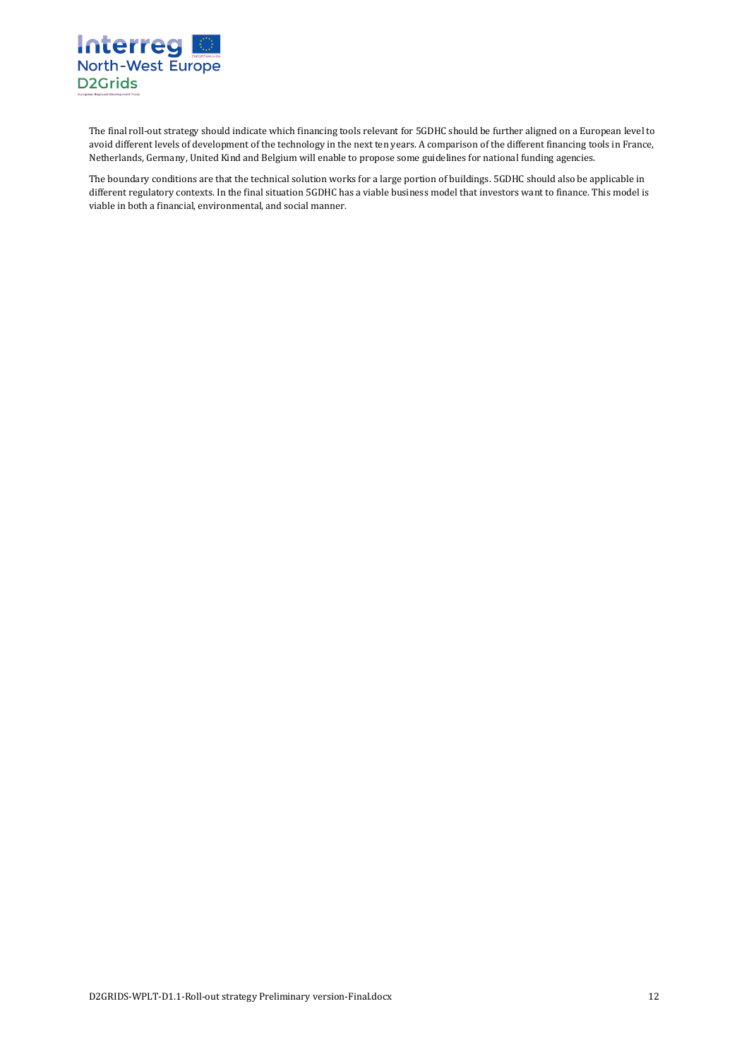The final roll-out strategy should indicate which financing tools relevant for 5GDHC should be further aligned on a European level to avoid different levels of development of the technology in the next ten years. A comparison of the different financing tools in France, Netherlands, Germany, United Kind and Belgium will enable to propose some guidelines for national funding agencies.

The boundary conditions are that the technical solution works for a large portion of buildings. 5GDHC should also be applicable in different regulatory contexts. In the final situation 5GDHC has a viable business model that investors want to finance. This model is viable in both a financial, environmental, and social manner.